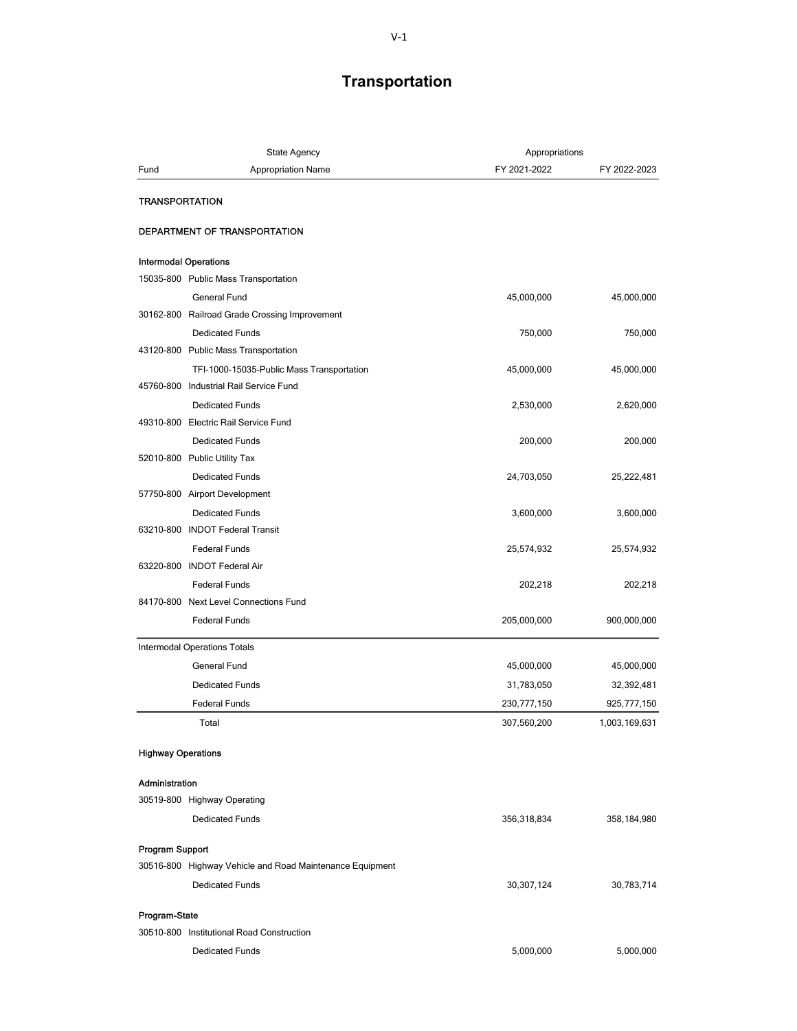# Transportation

| Fund | State Agency<br>Appropriation Name | Appropriations<br>FY 2021-2022 | FY 2022-2023 |
|---|---|---|---|
| **TRANSPORTATION** | | | |
| **DEPARTMENT OF TRANSPORTATION** | | | |
| **Intermodal Operations** | | | |
| 15035-800 | Public Mass Transportation | | |
| | General Fund | 45,000,000 | 45,000,000 |
| 30162-800 | Railroad Grade Crossing Improvement | | |
| | Dedicated Funds | 750,000 | 750,000 |
| 43120-800 | Public Mass Transportation | | |
| | TFI-1000-15035-Public Mass Transportation | 45,000,000 | 45,000,000 |
| 45760-800 | Industrial Rail Service Fund | | |
| | Dedicated Funds | 2,530,000 | 2,620,000 |
| 49310-800 | Electric Rail Service Fund | | |
| | Dedicated Funds | 200,000 | 200,000 |
| 52010-800 | Public Utility Tax | | |
| | Dedicated Funds | 24,703,050 | 25,222,481 |
| 57750-800 | Airport Development | | |
| | Dedicated Funds | 3,600,000 | 3,600,000 |
| 63210-800 | INDOT Federal Transit | | |
| | Federal Funds | 25,574,932 | 25,574,932 |
| 63220-800 | INDOT Federal Air | | |
| | Federal Funds | 202,218 | 202,218 |
| 84170-800 | Next Level Connections Fund | | |
| | Federal Funds | 205,000,000 | 900,000,000 |
| Intermodal Operations Totals | | | |
| | General Fund | 45,000,000 | 45,000,000 |
| | Dedicated Funds | 31,783,050 | 32,392,481 |
| | Federal Funds | 230,777,150 | 925,777,150 |
| | Total | 307,560,200 | 1,003,169,631 |
| **Highway Operations** | | | |
| **Administration** | | | |
| 30519-800 | Highway Operating | | |
| | Dedicated Funds | 356,318,834 | 358,184,980 |
| **Program Support** | | | |
| 30516-800 | Highway Vehicle and Road Maintenance Equipment | | |
| | Dedicated Funds | 30,307,124 | 30,783,714 |
| **Program-State** | | | |
| 30510-800 | Institutional Road Construction | | |
| | Dedicated Funds | 5,000,000 | 5,000,000 |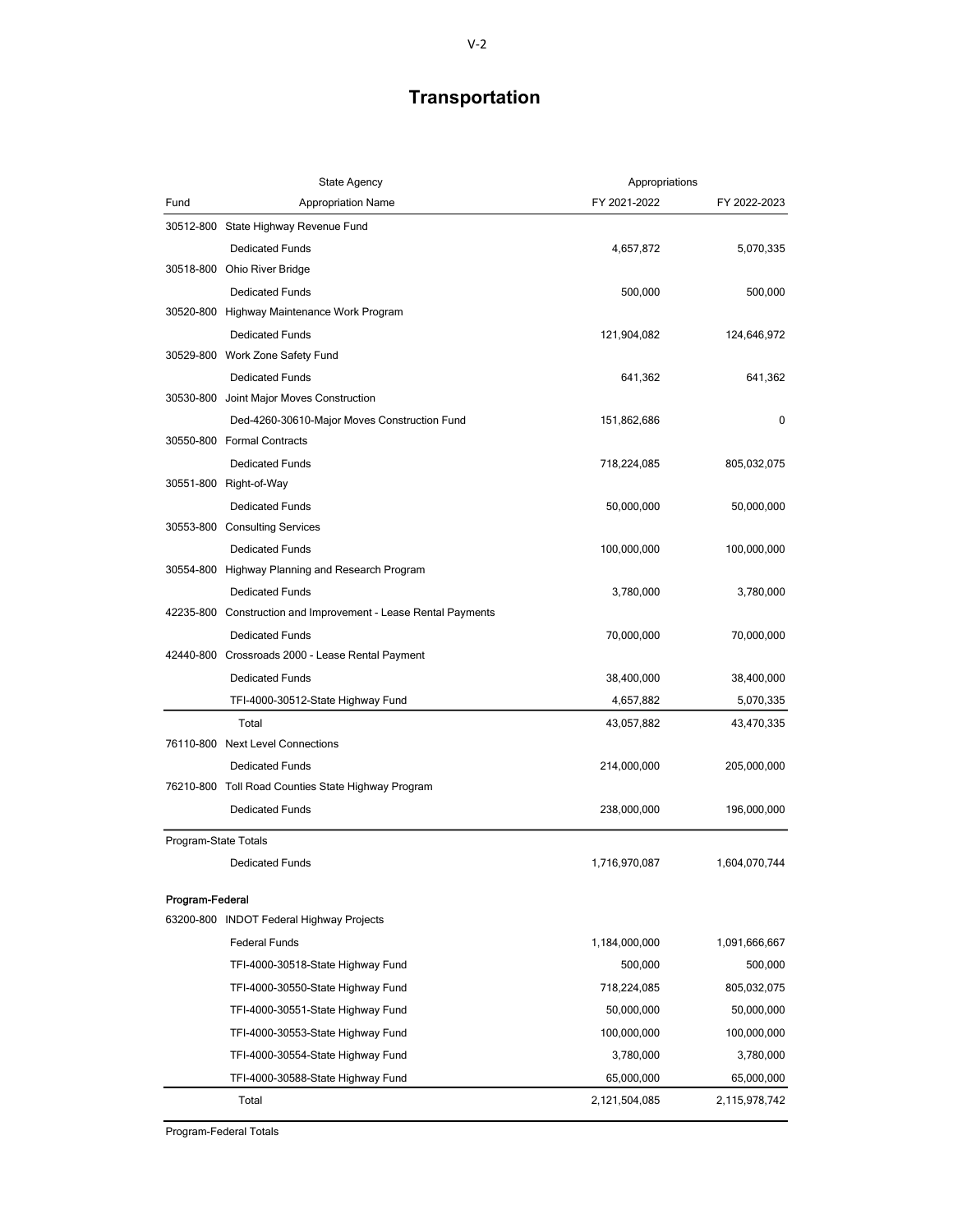# Transportation

| Fund | State Agency<br>Appropriation Name | Appropriations<br>FY 2021-2022 | FY 2022-2023 |
|---|---|---|---|
| 30512-800 | State Highway Revenue Fund | | |
| | Dedicated Funds | 4,657,872 | 5,070,335 |
| 30518-800 | Ohio River Bridge | | |
| | Dedicated Funds | 500,000 | 500,000 |
| 30520-800 | Highway Maintenance Work Program | | |
| | Dedicated Funds | 121,904,082 | 124,646,972 |
| 30529-800 | Work Zone Safety Fund | | |
| | Dedicated Funds | 641,362 | 641,362 |
| 30530-800 | Joint Major Moves Construction | | |
| | Ded-4260-30610-Major Moves Construction Fund | 151,862,686 | 0 |
| 30550-800 | Formal Contracts | | |
| | Dedicated Funds | 718,224,085 | 805,032,075 |
| 30551-800 | Right-of-Way | | |
| | Dedicated Funds | 50,000,000 | 50,000,000 |
| 30553-800 | Consulting Services | | |
| | Dedicated Funds | 100,000,000 | 100,000,000 |
| 30554-800 | Highway Planning and Research Program | | |
| | Dedicated Funds | 3,780,000 | 3,780,000 |
| 42235-800 | Construction and Improvement - Lease Rental Payments | | |
| | Dedicated Funds | 70,000,000 | 70,000,000 |
| 42440-800 | Crossroads 2000 - Lease Rental Payment | | |
| | Dedicated Funds | 38,400,000 | 38,400,000 |
| | TFI-4000-30512-State Highway Fund | 4,657,882 | 5,070,335 |
| | Total | 43,057,882 | 43,470,335 |
| 76110-800 | Next Level Connections | | |
| | Dedicated Funds | 214,000,000 | 205,000,000 |
| 76210-800 | Toll Road Counties State Highway Program | | |
| | Dedicated Funds | 238,000,000 | 196,000,000 |
| Program-State Totals | | | |
| | Dedicated Funds | 1,716,970,087 | 1,604,070,744 |
| **Program-Federal** | | | |
| 63200-800 | INDOT Federal Highway Projects | | |
| | Federal Funds | 1,184,000,000 | 1,091,666,667 |
| | TFI-4000-30518-State Highway Fund | 500,000 | 500,000 |
| | TFI-4000-30550-State Highway Fund | 718,224,085 | 805,032,075 |
| | TFI-4000-30551-State Highway Fund | 50,000,000 | 50,000,000 |
| | TFI-4000-30553-State Highway Fund | 100,000,000 | 100,000,000 |
| | TFI-4000-30554-State Highway Fund | 3,780,000 | 3,780,000 |
| | TFI-4000-30588-State Highway Fund | 65,000,000 | 65,000,000 |
| | Total | 2,121,504,085 | 2,115,978,742 |
| Program-Federal Totals | | | |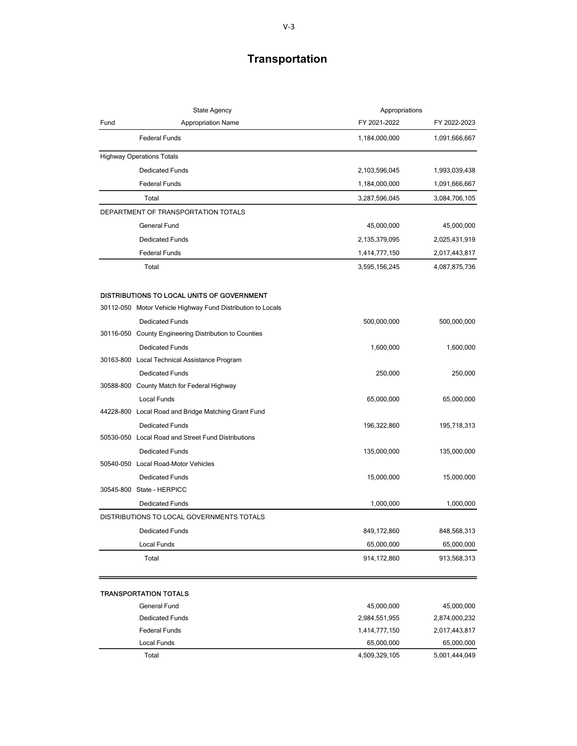# Transportation

| State Agency | | Appropriations | |
|---|---|---|---|
| Fund | Appropriation Name | FY 2021-2022 | FY 2022-2023 |
| | Federal Funds | 1,184,000,000 | 1,091,666,667 |
| Highway Operations Totals | | | |
| | Dedicated Funds | 2,103,596,045 | 1,993,039,438 |
| | Federal Funds | 1,184,000,000 | 1,091,666,667 |
| | Total | 3,287,596,045 | 3,084,706,105 |
| DEPARTMENT OF TRANSPORTATION TOTALS | | | |
| | General Fund | 45,000,000 | 45,000,000 |
| | Dedicated Funds | 2,135,379,095 | 2,025,431,919 |
| | Federal Funds | 1,414,777,150 | 2,017,443,817 |
| | Total | 3,595,156,245 | 4,087,875,736 |
| **DISTRIBUTIONS TO LOCAL UNITS OF GOVERNMENT** | | | |
| 30112-050 | Motor Vehicle Highway Fund Distribution to Locals | | |
| | Dedicated Funds | 500,000,000 | 500,000,000 |
| 30116-050 | County Engineering Distribution to Counties | | |
| | Dedicated Funds | 1,600,000 | 1,600,000 |
| 30163-800 | Local Technical Assistance Program | | |
| | Dedicated Funds | 250,000 | 250,000 |
| 30588-800 | County Match for Federal Highway | | |
| | Local Funds | 65,000,000 | 65,000,000 |
| 44228-800 | Local Road and Bridge Matching Grant Fund | | |
| | Dedicated Funds | 196,322,860 | 195,718,313 |
| 50530-050 | Local Road and Street Fund Distributions | | |
| | Dedicated Funds | 135,000,000 | 135,000,000 |
| 50540-050 | Local Road-Motor Vehicles | | |
| | Dedicated Funds | 15,000,000 | 15,000,000 |
| 30545-800 | State - HERPICC | | |
| | Dedicated Funds | 1,000,000 | 1,000,000 |
| DISTRIBUTIONS TO LOCAL GOVERNMENTS TOTALS | | | |
| | Dedicated Funds | 849,172,860 | 848,568,313 |
| | Local Funds | 65,000,000 | 65,000,000 |
| | Total | 914,172,860 | 913,568,313 |
| **TRANSPORTATION TOTALS** | | | |
| | General Fund | 45,000,000 | 45,000,000 |
| | Dedicated Funds | 2,984,551,955 | 2,874,000,232 |
| | Federal Funds | 1,414,777,150 | 2,017,443,817 |
| | Local Funds | 65,000,000 | 65,000,000 |
| | Total | 4,509,329,105 | 5,001,444,049 |